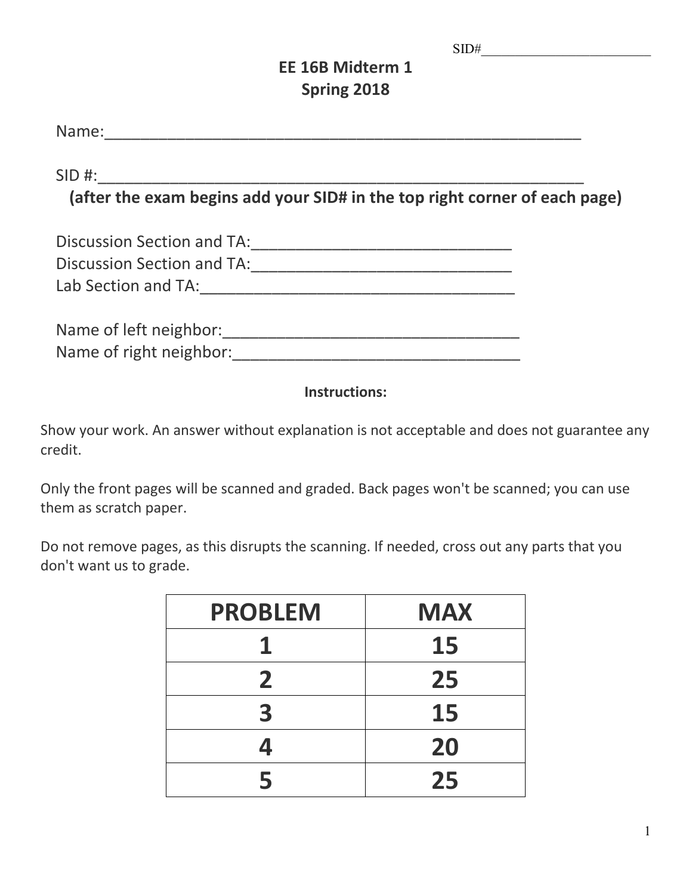SID#\_\_\_\_\_\_\_\_\_\_\_\_\_\_\_\_\_\_\_\_\_\_\_\_

# EE 16B Midterm 1
## Spring 2018

Name:\_\_\_\_\_\_\_\_\_\_\_\_\_\_\_\_\_\_\_\_\_\_\_\_\_\_\_\_\_\_\_\_\_\_\_\_\_\_\_\_\_\_\_\_\_\_\_\_\_\_\_\_

SID #:\_\_\_\_\_\_\_\_\_\_\_\_\_\_\_\_\_\_\_\_\_\_\_\_\_\_\_\_\_\_\_\_\_\_\_\_\_\_\_\_\_\_\_\_\_\_\_\_\_\_\_\_\_

**(after the exam begins add your SID# in the top right corner of each page)**

Discussion Section and TA:\_\_\_\_\_\_\_\_\_\_\_\_\_\_\_\_\_\_\_\_\_\_\_\_\_\_\_\_\_\_

Discussion Section and TA:\_\_\_\_\_\_\_\_\_\_\_\_\_\_\_\_\_\_\_\_\_\_\_\_\_\_\_\_\_\_

Lab Section and TA:\_\_\_\_\_\_\_\_\_\_\_\_\_\_\_\_\_\_\_\_\_\_\_\_\_\_\_\_\_\_\_\_\_\_\_\_\_

Name of left neighbor:\_\_\_\_\_\_\_\_\_\_\_\_\_\_\_\_\_\_\_\_\_\_\_\_\_\_\_\_\_\_\_\_\_\_

Name of right neighbor:\_\_\_\_\_\_\_\_\_\_\_\_\_\_\_\_\_\_\_\_\_\_\_\_\_\_\_\_\_\_\_\_\_

**Instructions:**

Show your work. An answer without explanation is not acceptable and does not guarantee any credit.

Only the front pages will be scanned and graded. Back pages won't be scanned; you can use them as scratch paper.

Do not remove pages, as this disrupts the scanning. If needed, cross out any parts that you don't want us to grade.

| PROBLEM | MAX |
|---|---|
| 1 | 15 |
| 2 | 25 |
| 3 | 15 |
| 4 | 20 |
| 5 | 25 |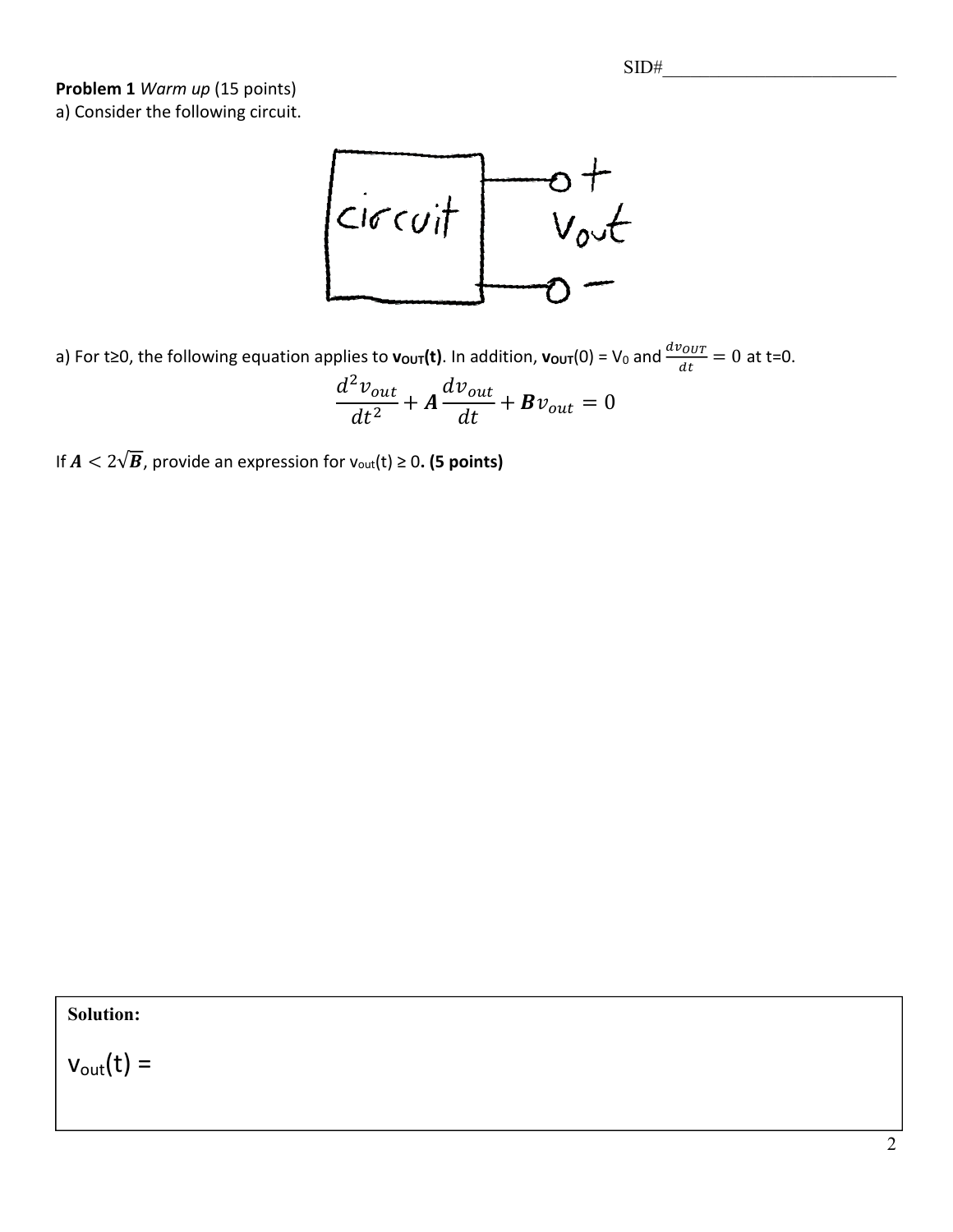SID#___________________________

**Problem 1** *Warm up* (15 points)

a) Consider the following circuit.

a) For t≥0, the following equation applies to $\mathbf{v_{OUT}(t)}$. In addition, $\mathbf{v_{OUT}}(0) = V_0$ and $\frac{dv_{OUT}}{dt} = 0$ at t=0.

$$\frac{d^2 v_{out}}{dt^2} + \boldsymbol{A}\frac{dv_{out}}{dt} + \boldsymbol{B}v_{out} = 0$$

If $\boldsymbol{A} < 2\sqrt{\boldsymbol{B}}$, provide an expression for $v_{out}(t) \geq 0$. **(5 points)**

**Solution:**

$v_{out}(t) =$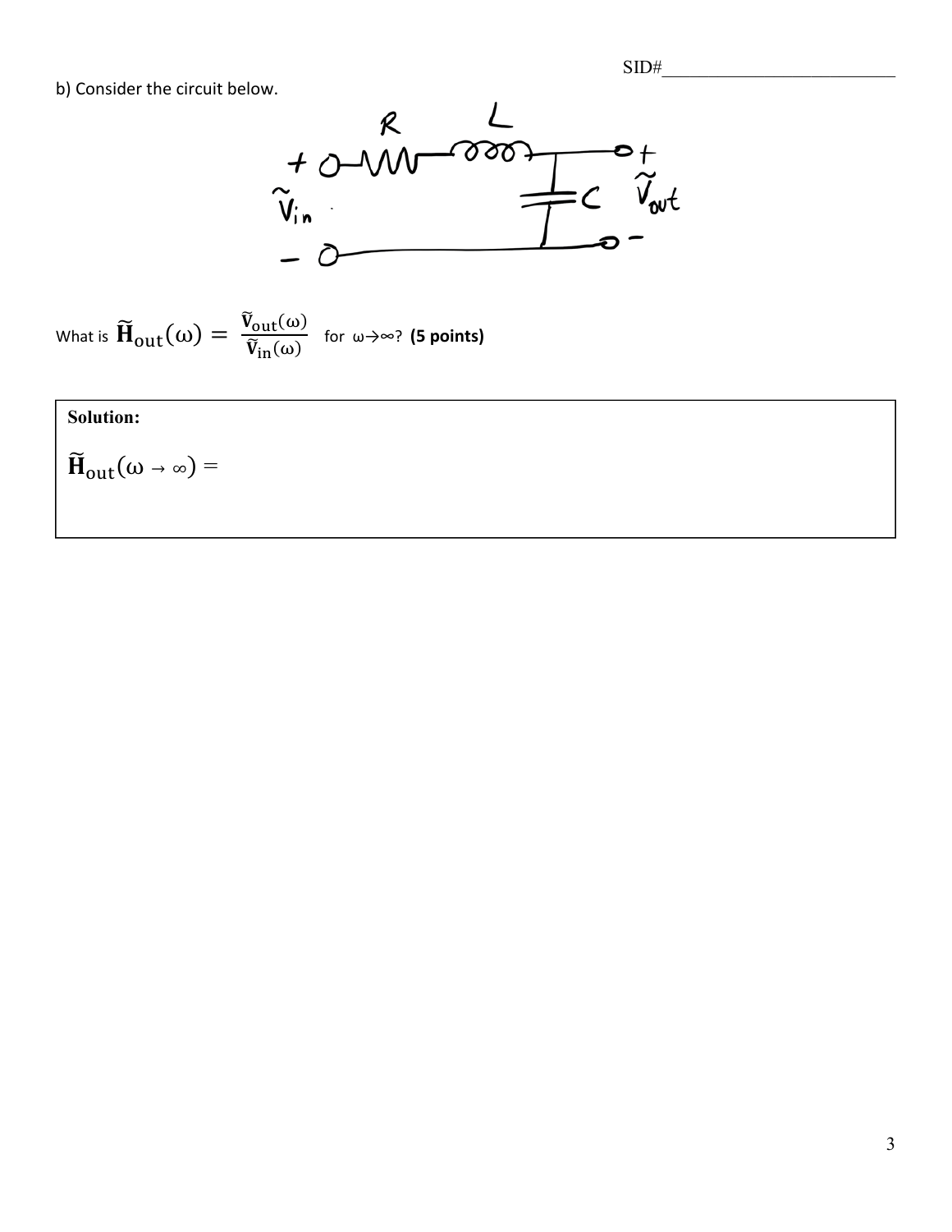b) Consider the circuit below.

What is $\widetilde{\mathbf{H}}_{\text{out}}(\omega) = \dfrac{\widetilde{\mathbf{V}}_{\text{out}}(\omega)}{\widetilde{\mathbf{V}}_{\text{in}}(\omega)}$ for $\omega \rightarrow \infty$? **(5 points)**

**Solution:**

$\widetilde{\mathbf{H}}_{\text{out}}(\omega \rightarrow \infty) =$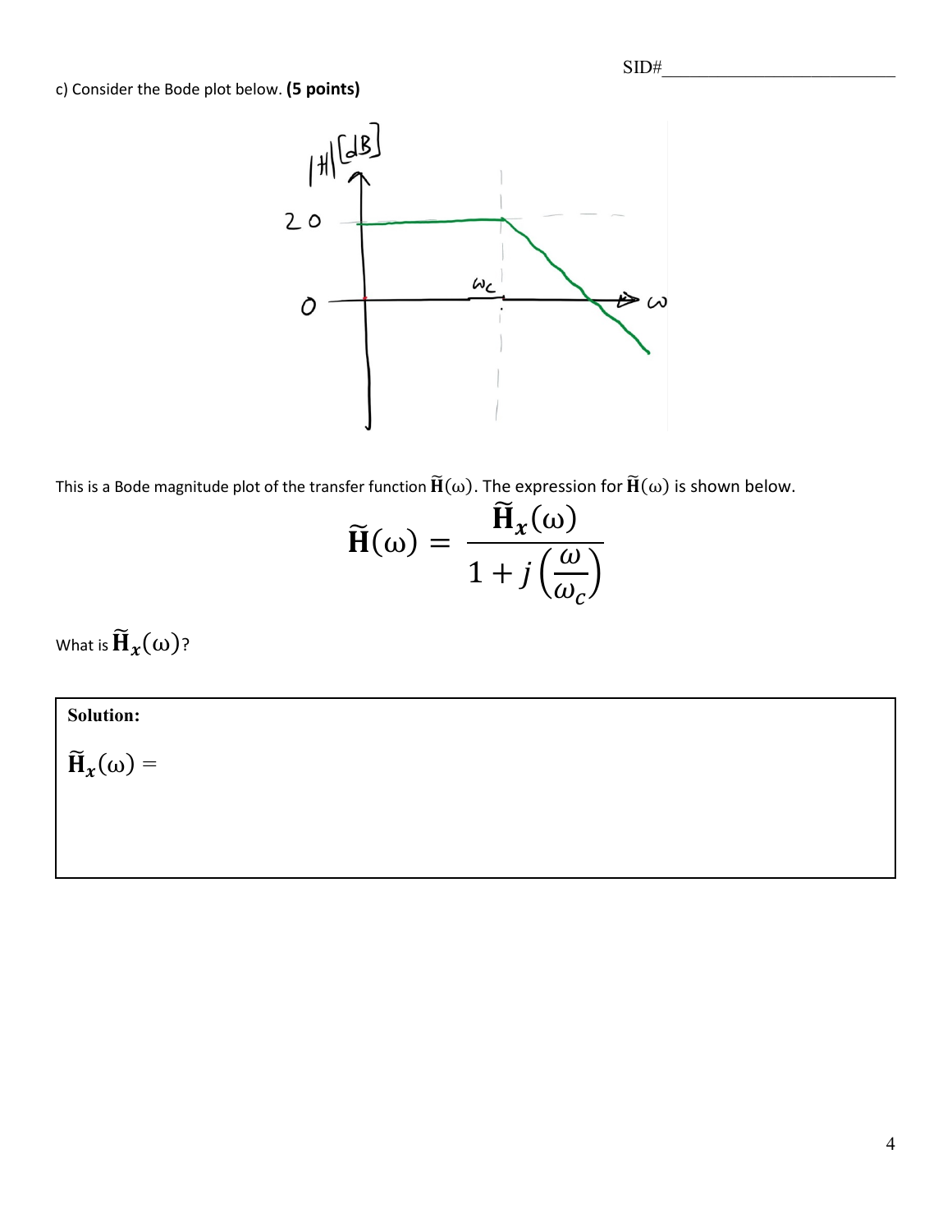SID#\_\_\_\_\_\_\_\_\_\_\_\_\_\_\_\_\_\_\_\_\_\_\_\_\_\_

c) Consider the Bode plot below. **(5 points)**

This is a Bode magnitude plot of the transfer function $\widetilde{\mathbf{H}}(\omega)$. The expression for $\widetilde{\mathbf{H}}(\omega)$ is shown below.

$$\widetilde{\mathbf{H}}(\omega) = \frac{\widetilde{\mathbf{H}}_x(\omega)}{1 + j\left(\frac{\omega}{\omega_c}\right)}$$

What is $\widetilde{\mathbf{H}}_x(\omega)$?

**Solution:**

$\widetilde{\mathbf{H}}_x(\omega) =$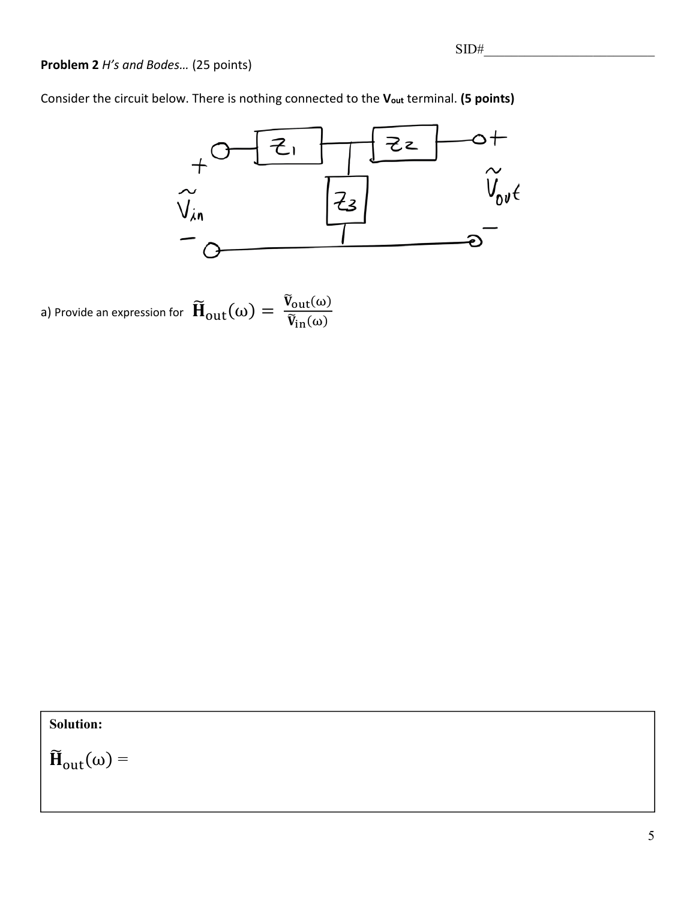**Problem 2** *H's and Bodes…* (25 points)

Consider the circuit below. There is nothing connected to the **$V_{out}$** terminal. **(5 points)**

a) Provide an expression for $\widetilde{\mathbf{H}}_{\text{out}}(\omega) = \frac{\widetilde{\mathbf{V}}_{\text{out}}(\omega)}{\widetilde{\mathbf{V}}_{\text{in}}(\omega)}$

**Solution:**

$\widetilde{\mathbf{H}}_{\text{out}}(\omega) =$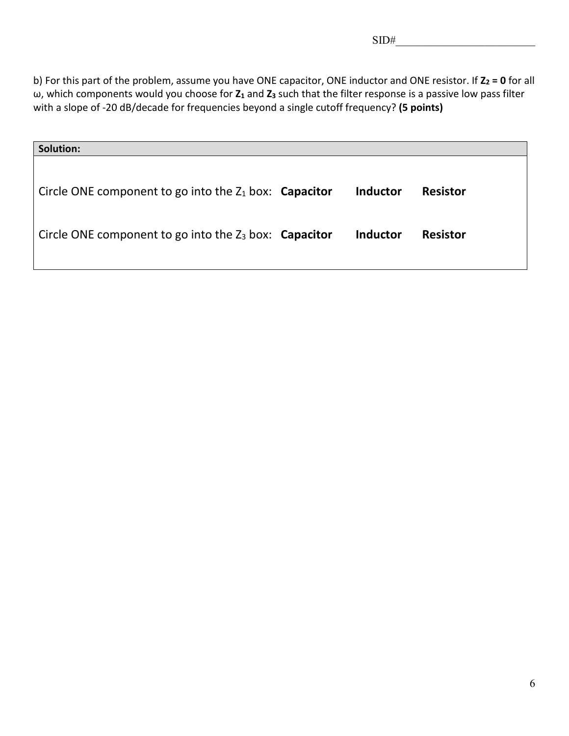b) For this part of the problem, assume you have ONE capacitor, ONE inductor and ONE resistor. If $\mathbf{Z_2 = 0}$ for all ω, which components would you choose for $\mathbf{Z_1}$ and $\mathbf{Z_3}$ such that the filter response is a passive low pass filter with a slope of -20 dB/decade for frequencies beyond a single cutoff frequency? **(5 points)**

| **Solution:** |
| --- |
| Circle ONE component to go into the $Z_1$ box: **Capacitor** **Inductor** **Resistor**<br><br>Circle ONE component to go into the $Z_3$ box: **Capacitor** **Inductor** **Resistor** |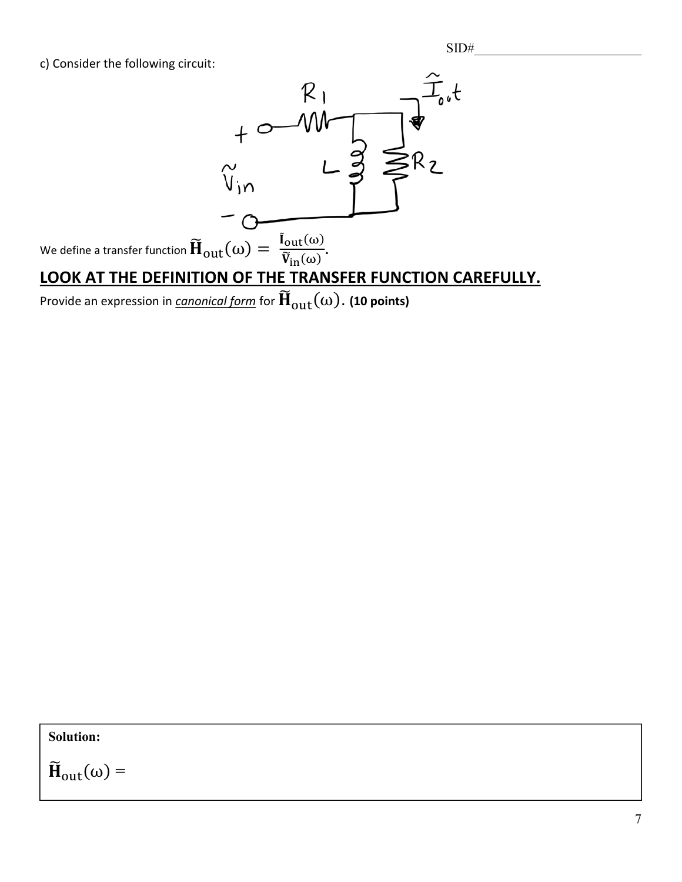c) Consider the following circuit:

We define a transfer function $\widetilde{\mathbf{H}}_{\text{out}}(\omega) = \frac{\tilde{\mathbf{I}}_{\text{out}}(\omega)}{\widetilde{\mathbf{V}}_{\text{in}}(\omega)}$.

## **LOOK AT THE DEFINITION OF THE TRANSFER FUNCTION CAREFULLY.**

Provide an expression in ***canonical form*** for $\widetilde{\mathbf{H}}_{\text{out}}(\omega)$. **(10 points)**

**Solution:**

$\widetilde{\mathbf{H}}_{\text{out}}(\omega) =$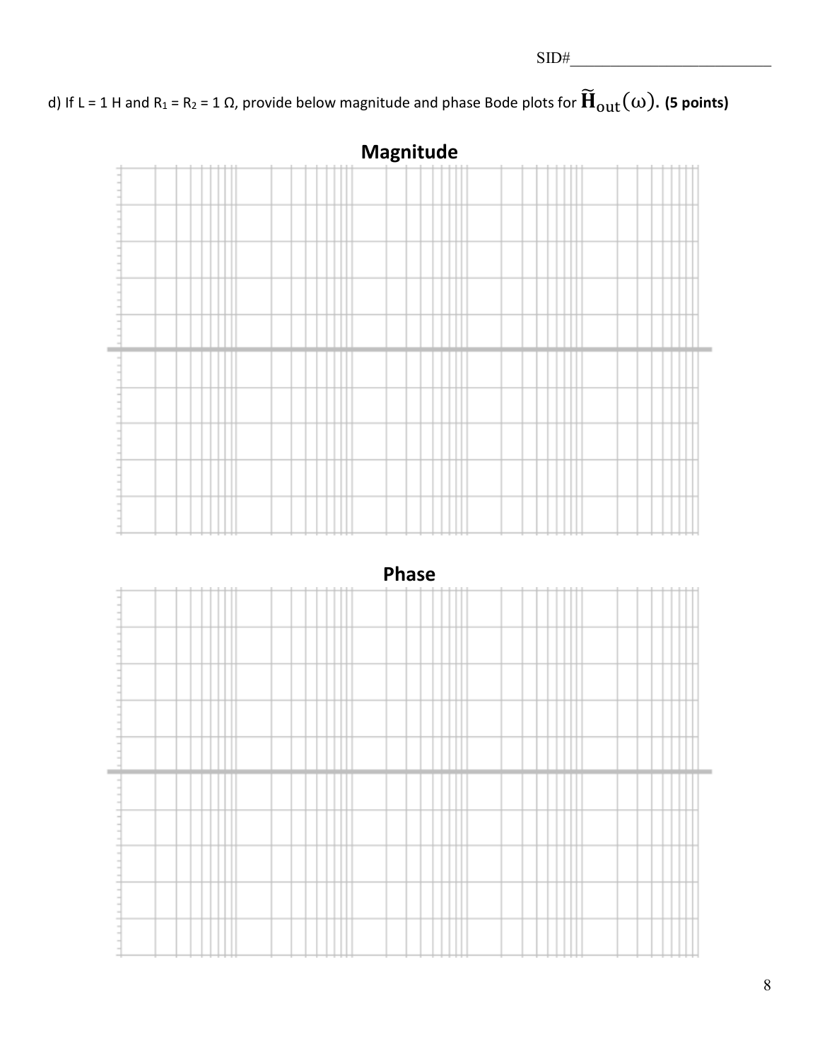d) If L = 1 H and $R_1 = R_2 = 1\ \Omega$, provide below magnitude and phase Bode plots for $\widetilde{\mathbf{H}}_{\text{out}}(\omega)$. **(5 points)**

**Magnitude**

**Phase**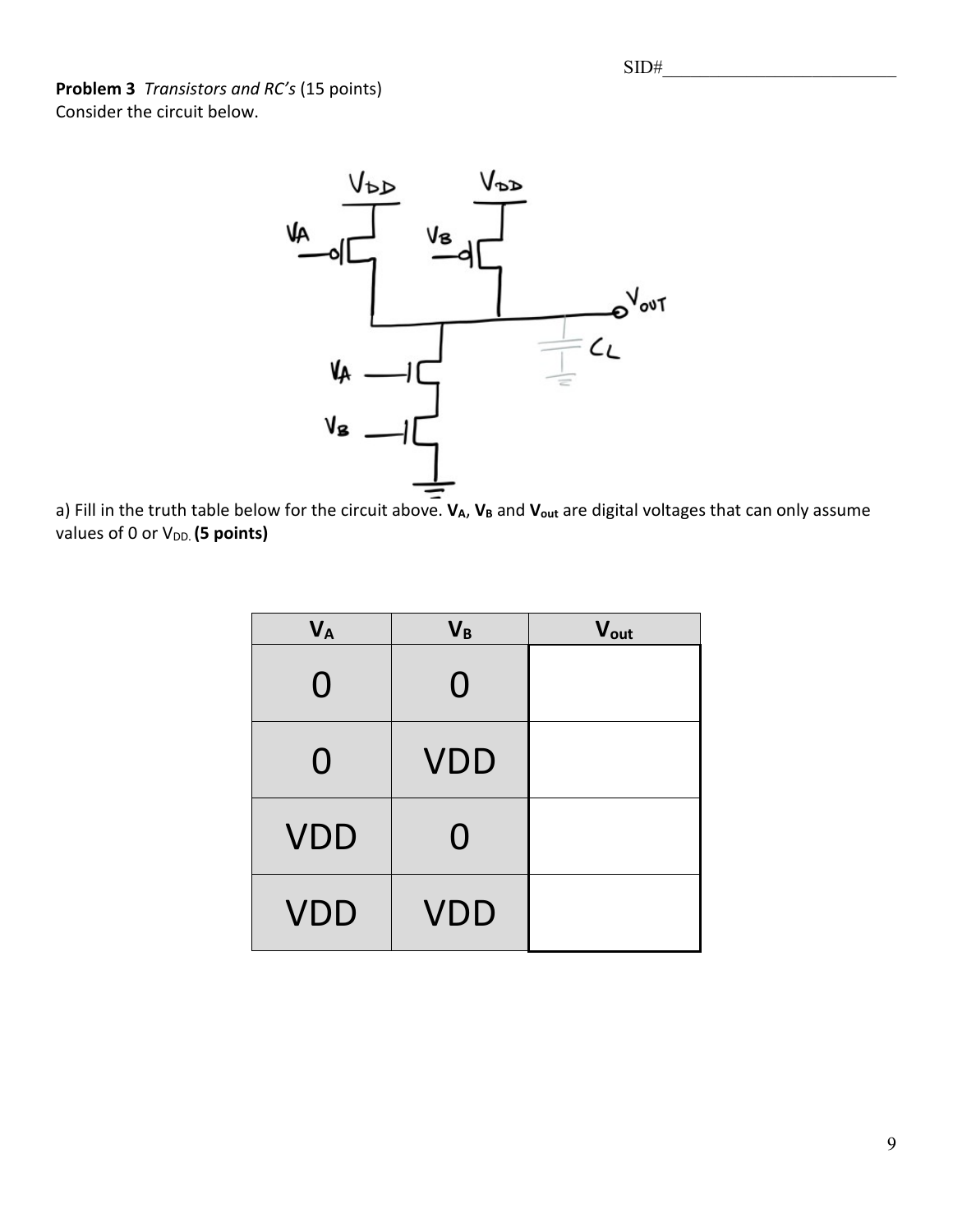SID#\_\_\_\_\_\_\_\_\_\_\_\_\_\_\_\_\_\_\_\_\_\_\_\_\_\_

**Problem 3** *Transistors and RC's* (15 points)
Consider the circuit below.

a) Fill in the truth table below for the circuit above. $V_A$, $V_B$ and $V_{out}$ are digital voltages that can only assume values of 0 or $V_{DD}$. **(5 points)**

| $V_A$ | $V_B$ | $V_{out}$ |
|---|---|---|
| 0 | 0 | |
| 0 | VDD | |
| VDD | 0 | |
| VDD | VDD | |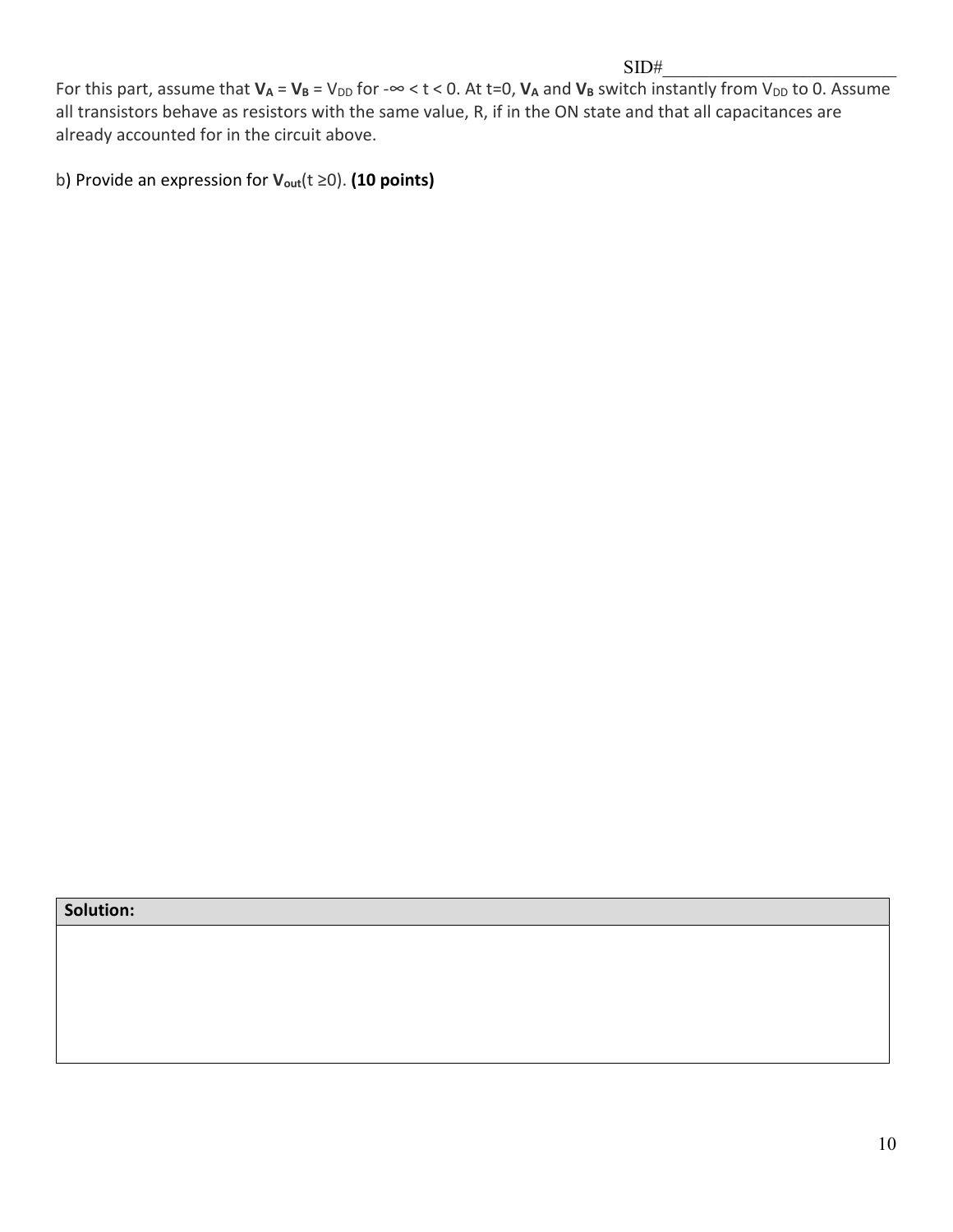SID#________________________

For this part, assume that $\mathbf{V_A} = \mathbf{V_B} = V_{DD}$ for $-\infty < t < 0$. At t=0, $\mathbf{V_A}$ and $\mathbf{V_B}$ switch instantly from $V_{DD}$ to 0. Assume all transistors behave as resistors with the same value, R, if in the ON state and that all capacitances are already accounted for in the circuit above.

b) Provide an expression for $\mathbf{V_{out}}(t \geq 0)$. **(10 points)**

| **Solution:** |
| --- |
| |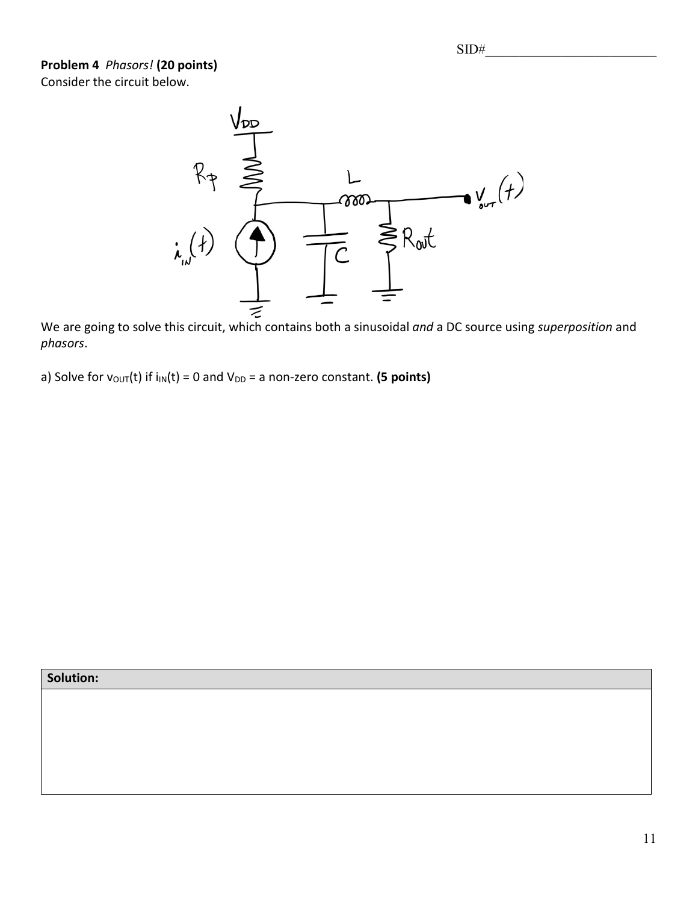SID#_________________________

**Problem 4** *Phasors!* **(20 points)**
Consider the circuit below.

We are going to solve this circuit, which contains both a sinusoidal *and* a DC source using *superposition* and *phasors*.

a) Solve for $v_{OUT}(t)$ if $i_{IN}(t) = 0$ and $V_{DD}$ = a non-zero constant. **(5 points)**

| **Solution:** |
| --- |
| |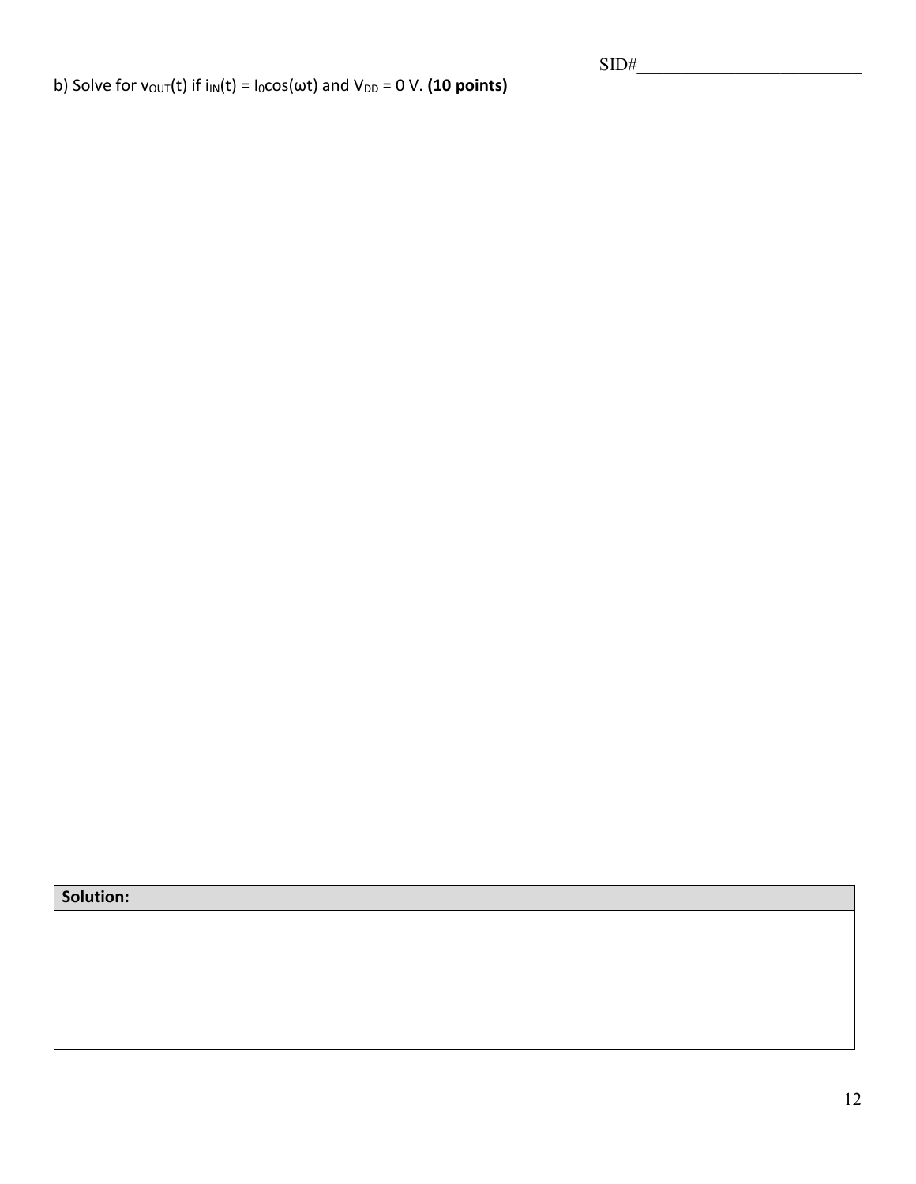SID#\_\_\_\_\_\_\_\_\_\_\_\_\_\_\_\_\_\_\_\_\_\_\_\_\_

b) Solve for $v_{OUT}(t)$ if $i_{IN}(t) = I_0\cos(\omega t)$ and $V_{DD} = 0$ V. **(10 points)**

| **Solution:** |
| --- |
| |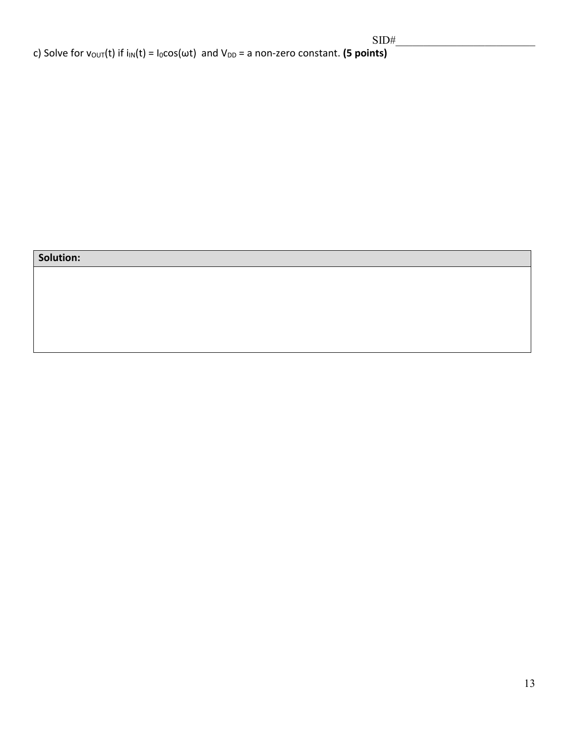c) Solve for $v_{OUT}(t)$ if $i_{IN}(t) = I_0\cos(\omega t)$ and $V_{DD}$ = a non-zero constant. **(5 points)**

| **Solution:** |
| --- |
| |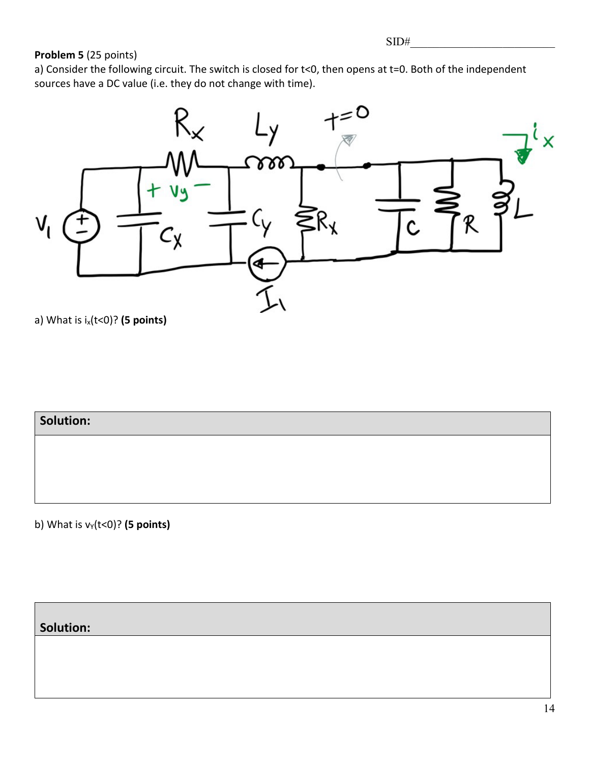SID#\_\_\_\_\_\_\_\_\_\_\_\_\_\_\_\_\_\_\_\_\_\_\_\_\_\_

**Problem 5** (25 points)

a) Consider the following circuit. The switch is closed for t<0, then opens at t=0. Both of the independent sources have a DC value (i.e. they do not change with time).

a) What is $i_x(t<0)$? **(5 points)**

| **Solution:** |
|---|
| |

b) What is $v_Y(t<0)$? **(5 points)**

| **Solution:** |
|---|
| |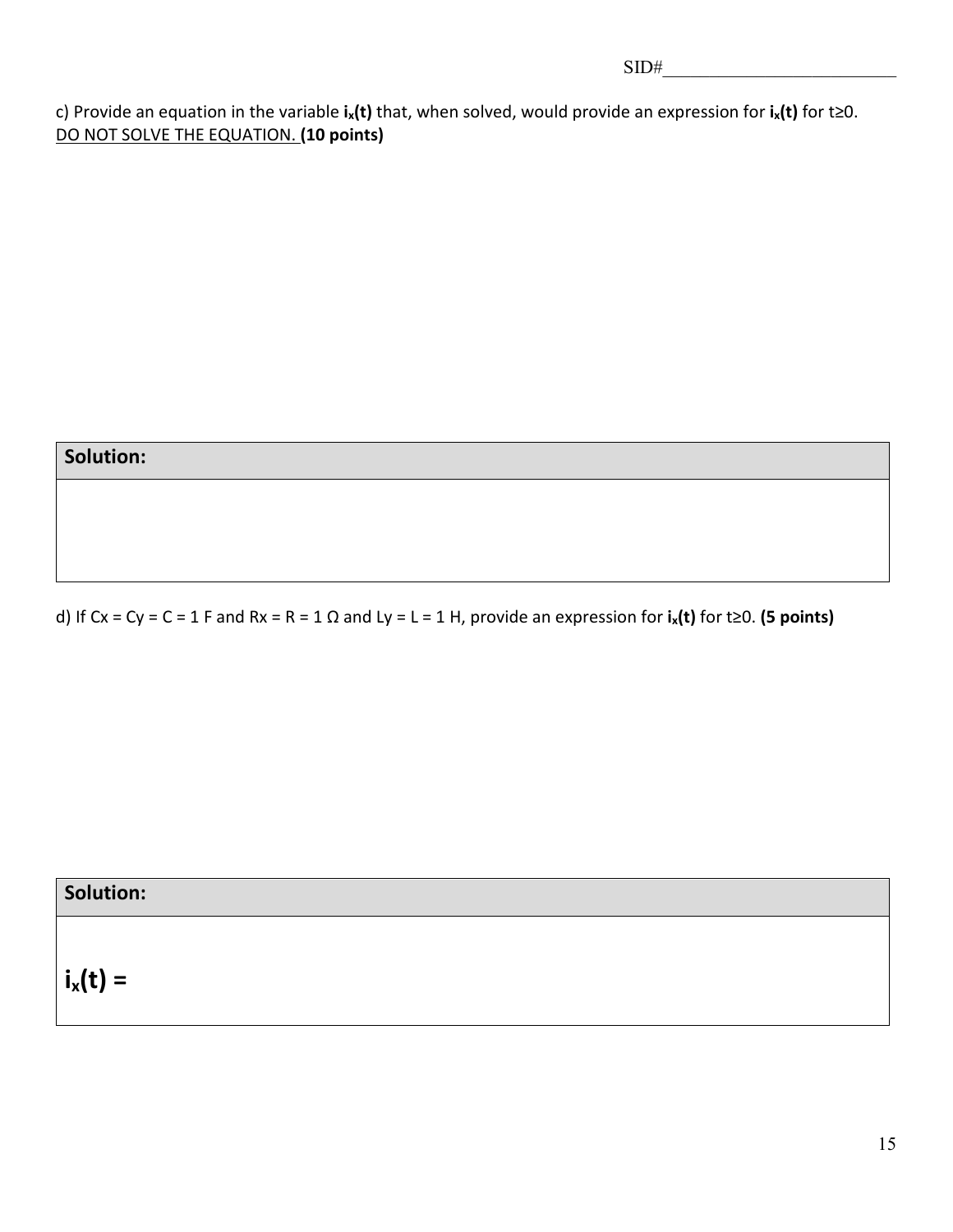c) Provide an equation in the variable **$i_x(t)$** that, when solved, would provide an expression for **$i_x(t)$** for $t \geq 0$. <u>DO NOT SOLVE THE EQUATION.</u> **(10 points)**

| **Solution:** |
| --- |
| |

d) If $C_x = C_y = C = 1$ F and $R_x = R = 1\ \Omega$ and $L_y = L = 1$ H, provide an expression for **$i_x(t)$** for $t \geq 0$. **(5 points)**

| **Solution:** |
| --- |
| **$i_x(t) =$** |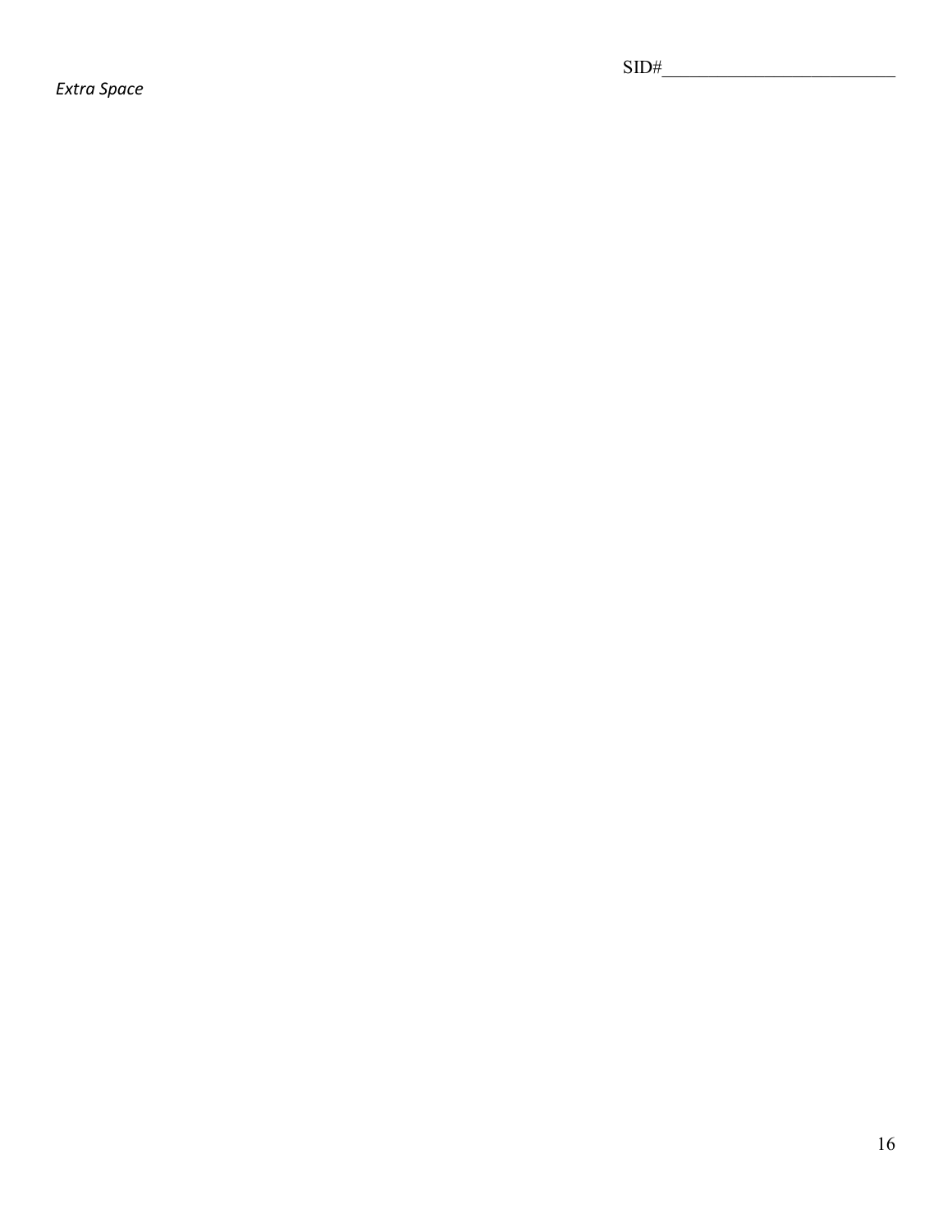SID#\_\_\_\_\_\_\_\_\_\_\_\_\_\_\_\_\_\_\_\_\_\_\_\_\_

*Extra Space*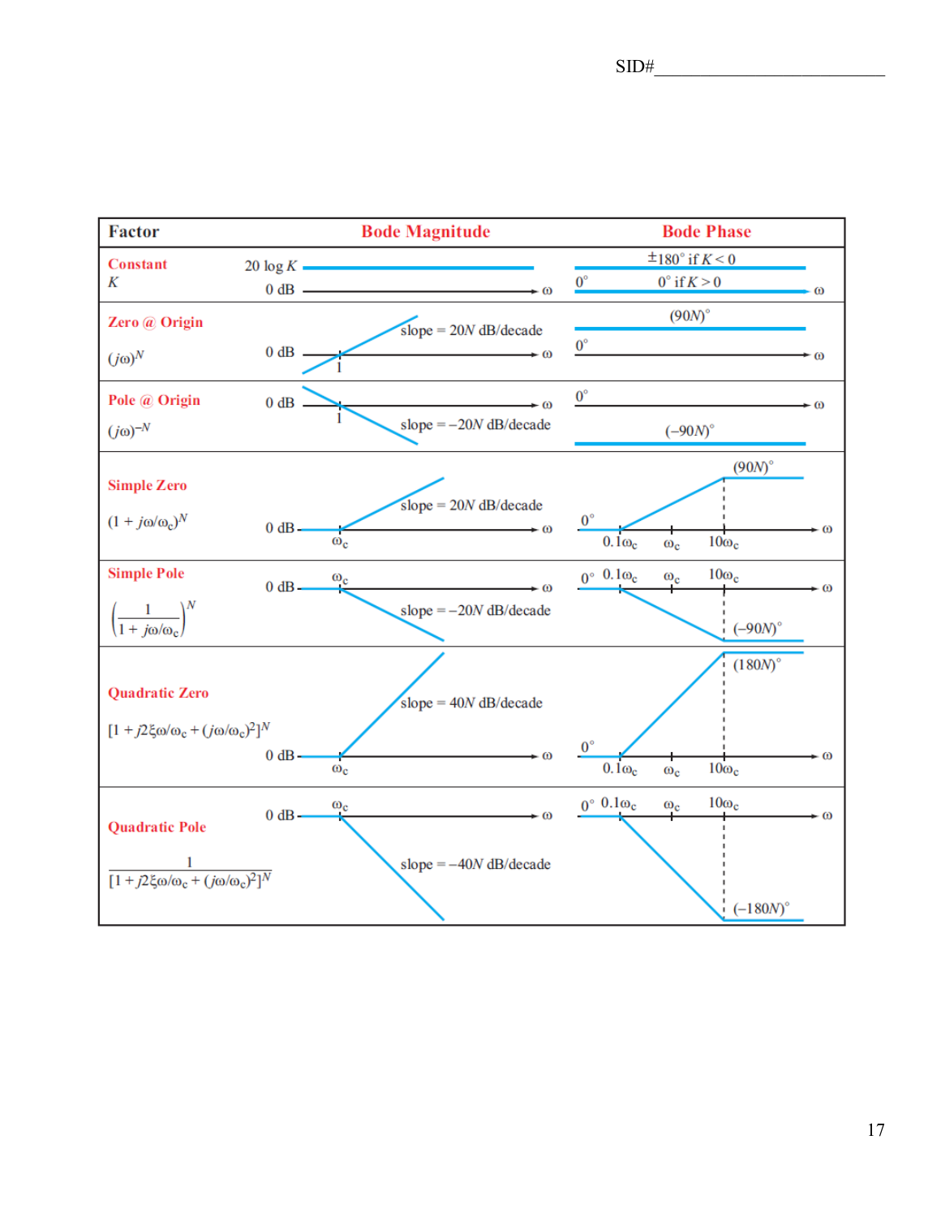SID#\_\_\_\_\_\_\_\_\_\_\_\_\_\_\_\_\_\_\_\_\_\_\_\_\_\_\_

| Factor | Bode Magnitude | Bode Phase |
| --- | --- | --- |
| **Constant** $K$ | $20 \log K$; 0 dB | $\pm 180°$ if $K < 0$; $0°$ if $K > 0$ |
| **Zero @ Origin** $(j\omega)^N$ | 0 dB; slope = $20N$ dB/decade (crossing at 1) | $(90N)°$ |
| **Pole @ Origin** $(j\omega)^{-N}$ | 0 dB; slope = $-20N$ dB/decade (crossing at 1) | $(-90N)°$ |
| **Simple Zero** $(1 + j\omega/\omega_c)^N$ | 0 dB until $\omega_c$; slope = $20N$ dB/decade | $0°$ until $0.1\omega_c$, rising through $\omega_c$ to $(90N)°$ at $10\omega_c$ |
| **Simple Pole** $\left(\dfrac{1}{1 + j\omega/\omega_c}\right)^N$ | 0 dB until $\omega_c$; slope = $-20N$ dB/decade | $0°$ until $0.1\omega_c$, falling through $\omega_c$ to $(-90N)°$ at $10\omega_c$ |
| **Quadratic Zero** $[1 + j2\xi\omega/\omega_c + (j\omega/\omega_c)^2]^N$ | 0 dB until $\omega_c$; slope = $40N$ dB/decade | $0°$ until $0.1\omega_c$, rising through $\omega_c$ to $(180N)°$ at $10\omega_c$ |
| **Quadratic Pole** $\dfrac{1}{[1 + j2\xi\omega/\omega_c + (j\omega/\omega_c)^2]^N}$ | 0 dB until $\omega_c$; slope = $-40N$ dB/decade | $0°$ until $0.1\omega_c$, falling through $\omega_c$ to $(-180N)°$ at $10\omega_c$ |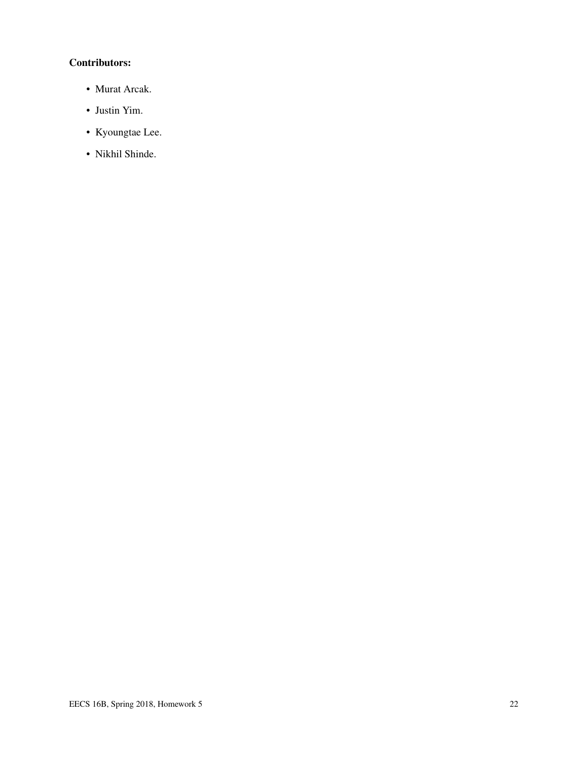**Contributors:**

- Murat Arcak.
- Justin Yim.
- Kyoungtae Lee.
- Nikhil Shinde.